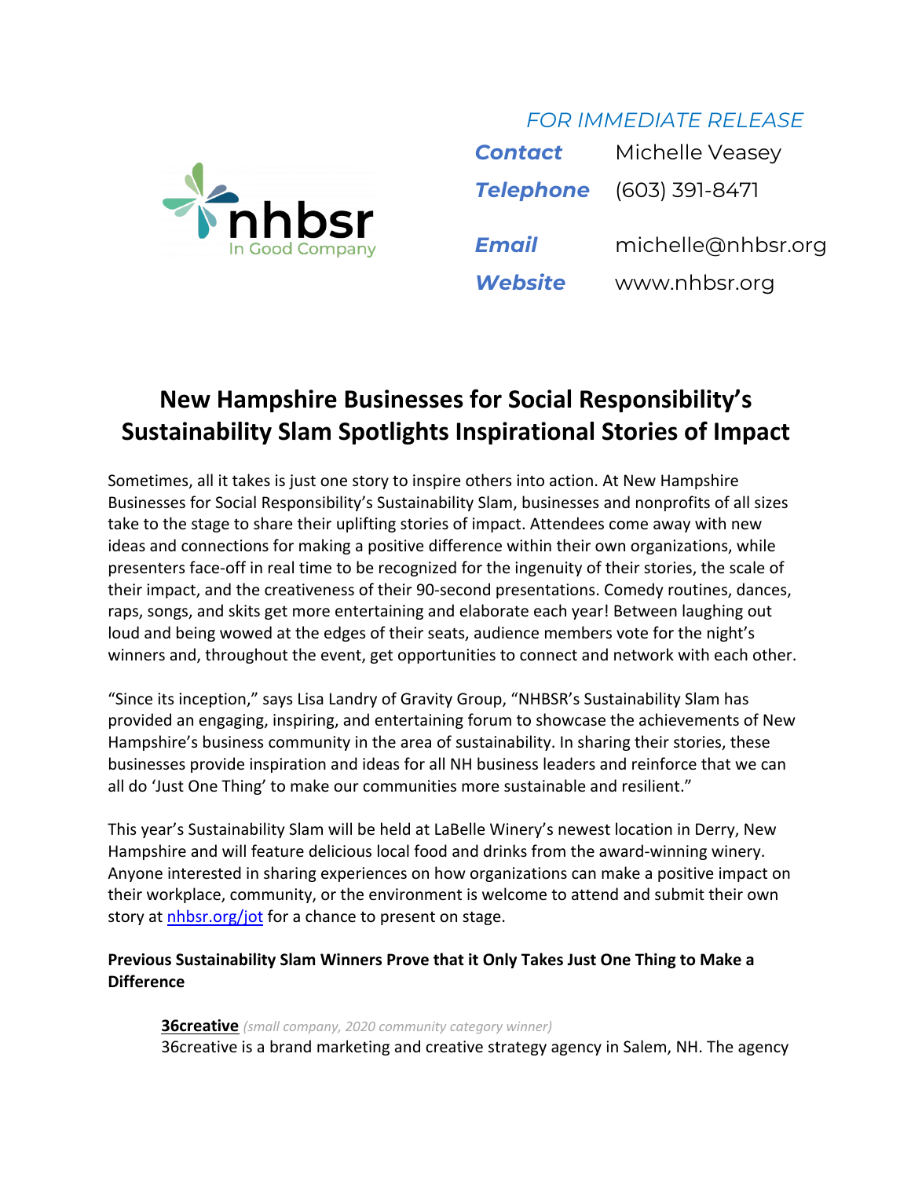nhbsr
In Good Company

*FOR IMMEDIATE RELEASE*

| | |
|---|---|
| ***Contact*** | Michelle Veasey |
| ***Telephone*** | (603) 391-8471 |
| ***Email*** | michelle@nhbsr.org |
| ***Website*** | www.nhbsr.org |

# New Hampshire Businesses for Social Responsibility's Sustainability Slam Spotlights Inspirational Stories of Impact

Sometimes, all it takes is just one story to inspire others into action. At New Hampshire Businesses for Social Responsibility's Sustainability Slam, businesses and nonprofits of all sizes take to the stage to share their uplifting stories of impact. Attendees come away with new ideas and connections for making a positive difference within their own organizations, while presenters face-off in real time to be recognized for the ingenuity of their stories, the scale of their impact, and the creativeness of their 90-second presentations. Comedy routines, dances, raps, songs, and skits get more entertaining and elaborate each year! Between laughing out loud and being wowed at the edges of their seats, audience members vote for the night's winners and, throughout the event, get opportunities to connect and network with each other.

"Since its inception," says Lisa Landry of Gravity Group, "NHBSR's Sustainability Slam has provided an engaging, inspiring, and entertaining forum to showcase the achievements of New Hampshire's business community in the area of sustainability. In sharing their stories, these businesses provide inspiration and ideas for all NH business leaders and reinforce that we can all do 'Just One Thing' to make our communities more sustainable and resilient."

This year's Sustainability Slam will be held at LaBelle Winery's newest location in Derry, New Hampshire and will feature delicious local food and drinks from the award-winning winery. Anyone interested in sharing experiences on how organizations can make a positive impact on their workplace, community, or the environment is welcome to attend and submit their own story at nhbsr.org/jot for a chance to present on stage.

**Previous Sustainability Slam Winners Prove that it Only Takes Just One Thing to Make a Difference**

**36creative** *(small company, 2020 community category winner)*
36creative is a brand marketing and creative strategy agency in Salem, NH. The agency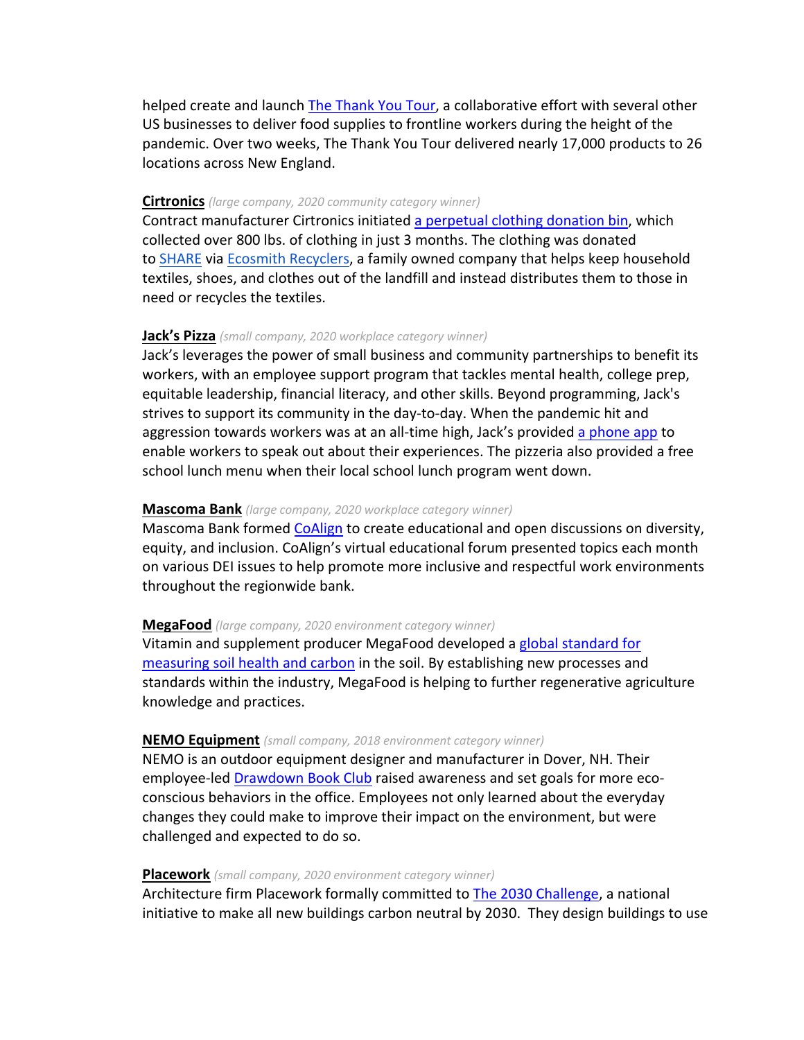helped create and launch The Thank You Tour, a collaborative effort with several other US businesses to deliver food supplies to frontline workers during the height of the pandemic. Over two weeks, The Thank You Tour delivered nearly 17,000 products to 26 locations across New England.

**Cirtronics** *(large company, 2020 community category winner)*
Contract manufacturer Cirtronics initiated a perpetual clothing donation bin, which collected over 800 lbs. of clothing in just 3 months. The clothing was donated to SHARE via Ecosmith Recyclers, a family owned company that helps keep household textiles, shoes, and clothes out of the landfill and instead distributes them to those in need or recycles the textiles.

**Jack's Pizza** *(small company, 2020 workplace category winner)*
Jack's leverages the power of small business and community partnerships to benefit its workers, with an employee support program that tackles mental health, college prep, equitable leadership, financial literacy, and other skills. Beyond programming, Jack's strives to support its community in the day-to-day. When the pandemic hit and aggression towards workers was at an all-time high, Jack's provided a phone app to enable workers to speak out about their experiences. The pizzeria also provided a free school lunch menu when their local school lunch program went down.

**Mascoma Bank** *(large company, 2020 workplace category winner)*
Mascoma Bank formed CoAlign to create educational and open discussions on diversity, equity, and inclusion. CoAlign's virtual educational forum presented topics each month on various DEI issues to help promote more inclusive and respectful work environments throughout the regionwide bank.

**MegaFood** *(large company, 2020 environment category winner)*
Vitamin and supplement producer MegaFood developed a global standard for measuring soil health and carbon in the soil. By establishing new processes and standards within the industry, MegaFood is helping to further regenerative agriculture knowledge and practices.

**NEMO Equipment** *(small company, 2018 environment category winner)*
NEMO is an outdoor equipment designer and manufacturer in Dover, NH. Their employee-led Drawdown Book Club raised awareness and set goals for more eco-conscious behaviors in the office. Employees not only learned about the everyday changes they could make to improve their impact on the environment, but were challenged and expected to do so.

**Placework** *(small company, 2020 environment category winner)*
Architecture firm Placework formally committed to The 2030 Challenge, a national initiative to make all new buildings carbon neutral by 2030. They design buildings to use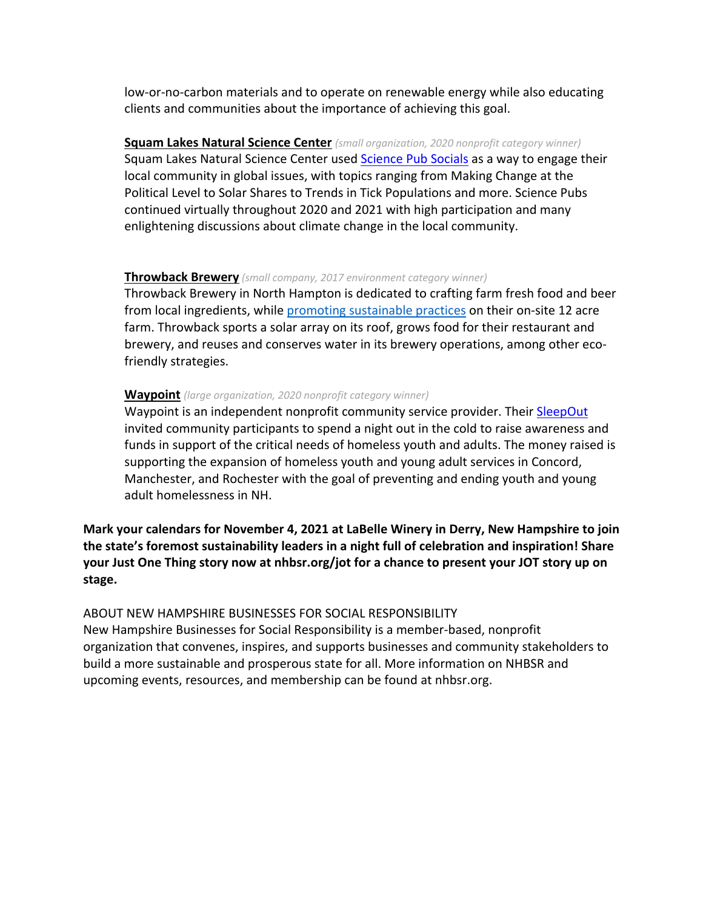low-or-no-carbon materials and to operate on renewable energy while also educating clients and communities about the importance of achieving this goal.

**Squam Lakes Natural Science Center** *(small organization, 2020 nonprofit category winner)*
Squam Lakes Natural Science Center used Science Pub Socials as a way to engage their local community in global issues, with topics ranging from Making Change at the Political Level to Solar Shares to Trends in Tick Populations and more. Science Pubs continued virtually throughout 2020 and 2021 with high participation and many enlightening discussions about climate change in the local community.

**Throwback Brewery** *(small company, 2017 environment category winner)*
Throwback Brewery in North Hampton is dedicated to crafting farm fresh food and beer from local ingredients, while promoting sustainable practices on their on-site 12 acre farm. Throwback sports a solar array on its roof, grows food for their restaurant and brewery, and reuses and conserves water in its brewery operations, among other eco-friendly strategies.

**Waypoint** *(large organization, 2020 nonprofit category winner)*
Waypoint is an independent nonprofit community service provider. Their SleepOut invited community participants to spend a night out in the cold to raise awareness and funds in support of the critical needs of homeless youth and adults. The money raised is supporting the expansion of homeless youth and young adult services in Concord, Manchester, and Rochester with the goal of preventing and ending youth and young adult homelessness in NH.

**Mark your calendars for November 4, 2021 at LaBelle Winery in Derry, New Hampshire to join the state's foremost sustainability leaders in a night full of celebration and inspiration! Share your Just One Thing story now at nhbsr.org/jot for a chance to present your JOT story up on stage.**

ABOUT NEW HAMPSHIRE BUSINESSES FOR SOCIAL RESPONSIBILITY
New Hampshire Businesses for Social Responsibility is a member-based, nonprofit organization that convenes, inspires, and supports businesses and community stakeholders to build a more sustainable and prosperous state for all. More information on NHBSR and upcoming events, resources, and membership can be found at nhbsr.org.